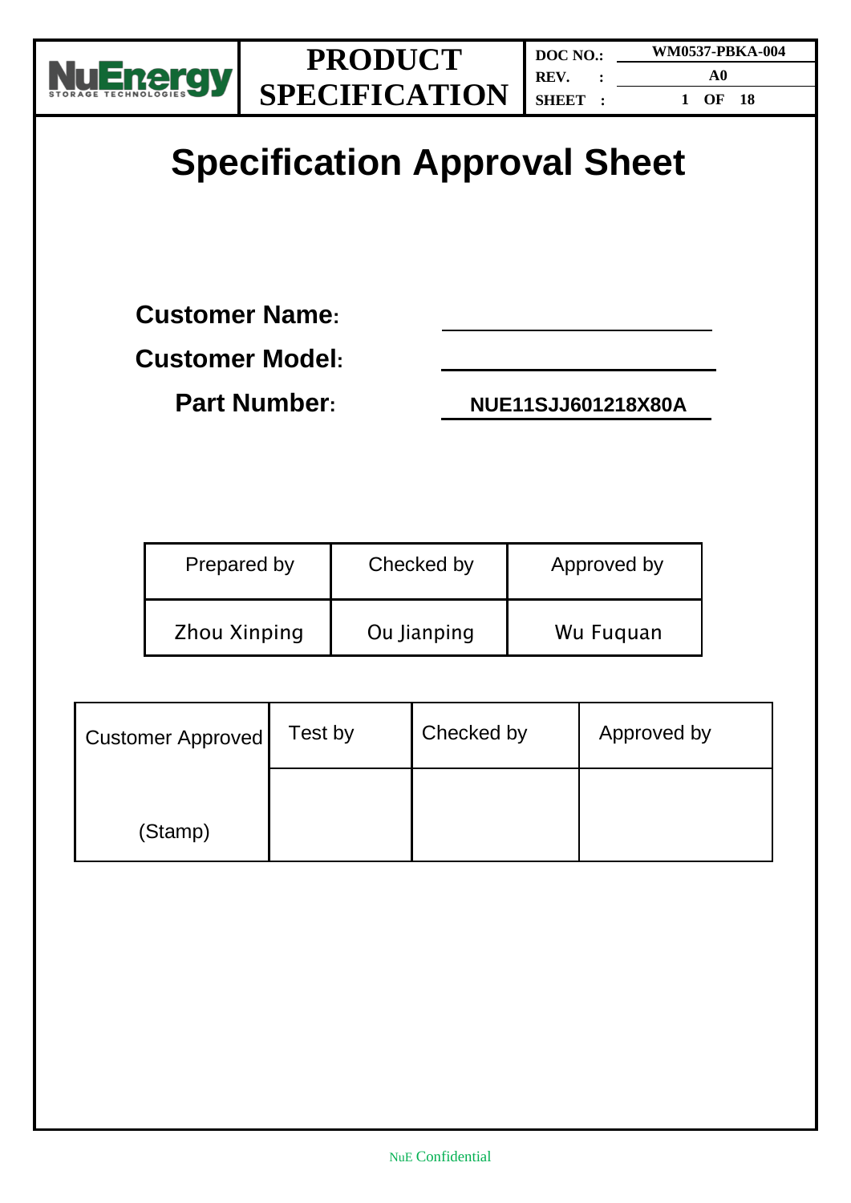# Specification Approval Sheet

**Customer Name:** ____________________

**Customer Model:** ____________________

**Part Number:** **NUE11SJJ601218X80A**

| Prepared by | Checked by | Approved by |
| --- | --- | --- |
| Zhou Xinping | Ou Jianping | Wu Fuquan |

| Customer Approved | Test by | Checked by | Approved by |
| --- | --- | --- | --- |
| (Stamp) | | | |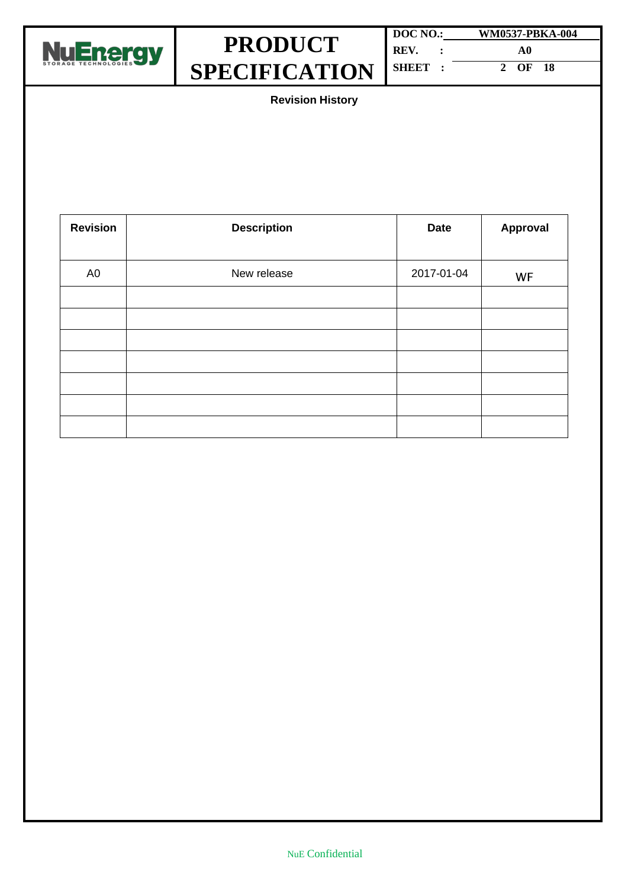**Revision History**

| Revision | Description | Date | Approval |
|---|---|---|---|
| A0 | New release | 2017-01-04 | WF |
| | | | |
| | | | |
| | | | |
| | | | |
| | | | |
| | | | |
| | | | |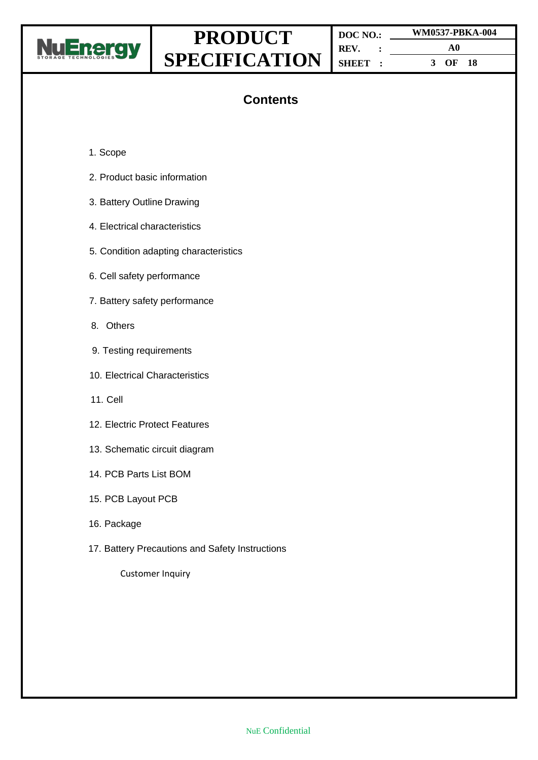# Contents

1. Scope
2. Product basic information
3. Battery Outline Drawing
4. Electrical characteristics
5. Condition adapting characteristics
6. Cell safety performance
7. Battery safety performance
8. Others
9. Testing requirements
10. Electrical Characteristics
11. Cell
12. Electric Protect Features
13. Schematic circuit diagram
14. PCB Parts List BOM
15. PCB Layout PCB
16. Package
17. Battery Precautions and Safety Instructions

Customer Inquiry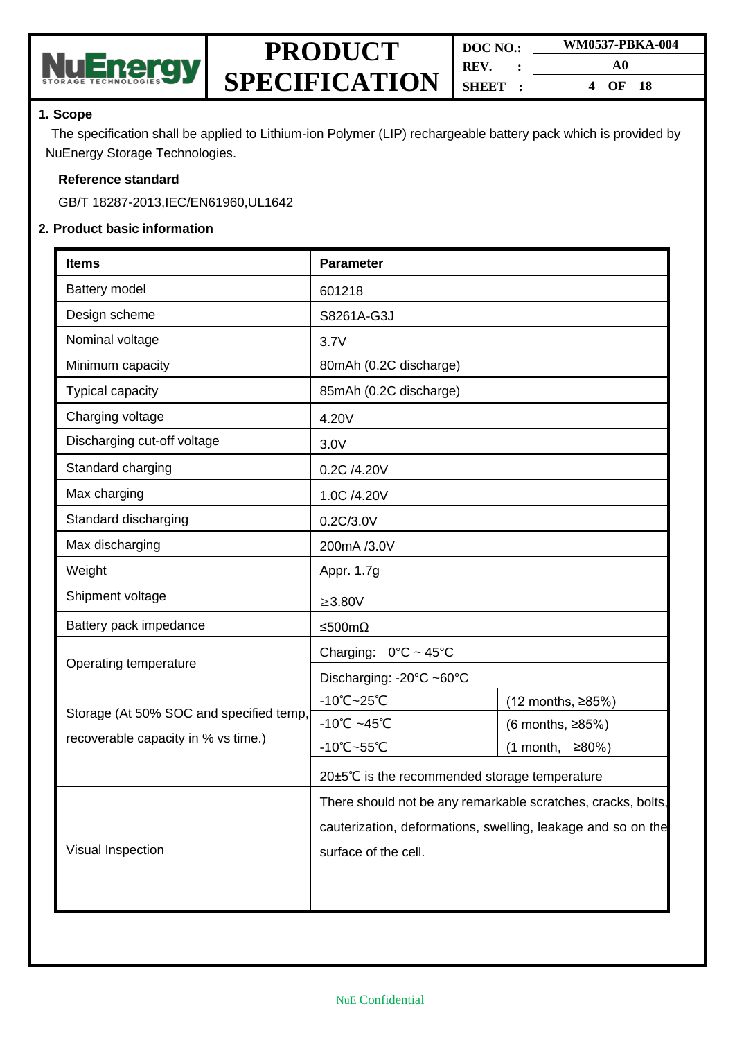## 1. Scope

The specification shall be applied to Lithium-ion Polymer (LIP) rechargeable battery pack which is provided by NuEnergy Storage Technologies.

**Reference standard**

GB/T 18287-2013,IEC/EN61960,UL1642

## 2. Product basic information

| Items | Parameter | |
|---|---|---|
| Battery model | 601218 | |
| Design scheme | S8261A-G3J | |
| Nominal voltage | 3.7V | |
| Minimum capacity | 80mAh (0.2C discharge) | |
| Typical capacity | 85mAh (0.2C discharge) | |
| Charging voltage | 4.20V | |
| Discharging cut-off voltage | 3.0V | |
| Standard charging | 0.2C /4.20V | |
| Max charging | 1.0C /4.20V | |
| Standard discharging | 0.2C/3.0V | |
| Max discharging | 200mA /3.0V | |
| Weight | Appr. 1.7g | |
| Shipment voltage | ≥3.80V | |
| Battery pack impedance | ≤500mΩ | |
| Operating temperature | Charging: 0°C ~ 45°C | |
| | Discharging: -20°C ~60°C | |
| Storage (At 50% SOC and specified temp, recoverable capacity in % vs time.) | -10℃~25℃ | (12 months, ≥85%) |
| | -10℃ ~45℃ | (6 months, ≥85%) |
| | -10℃~55℃ | (1 month, ≥80%) |
| | 20±5℃ is the recommended storage temperature | |
| Visual Inspection | There should not be any remarkable scratches, cracks, bolts, cauterization, deformations, swelling, leakage and so on the surface of the cell. | |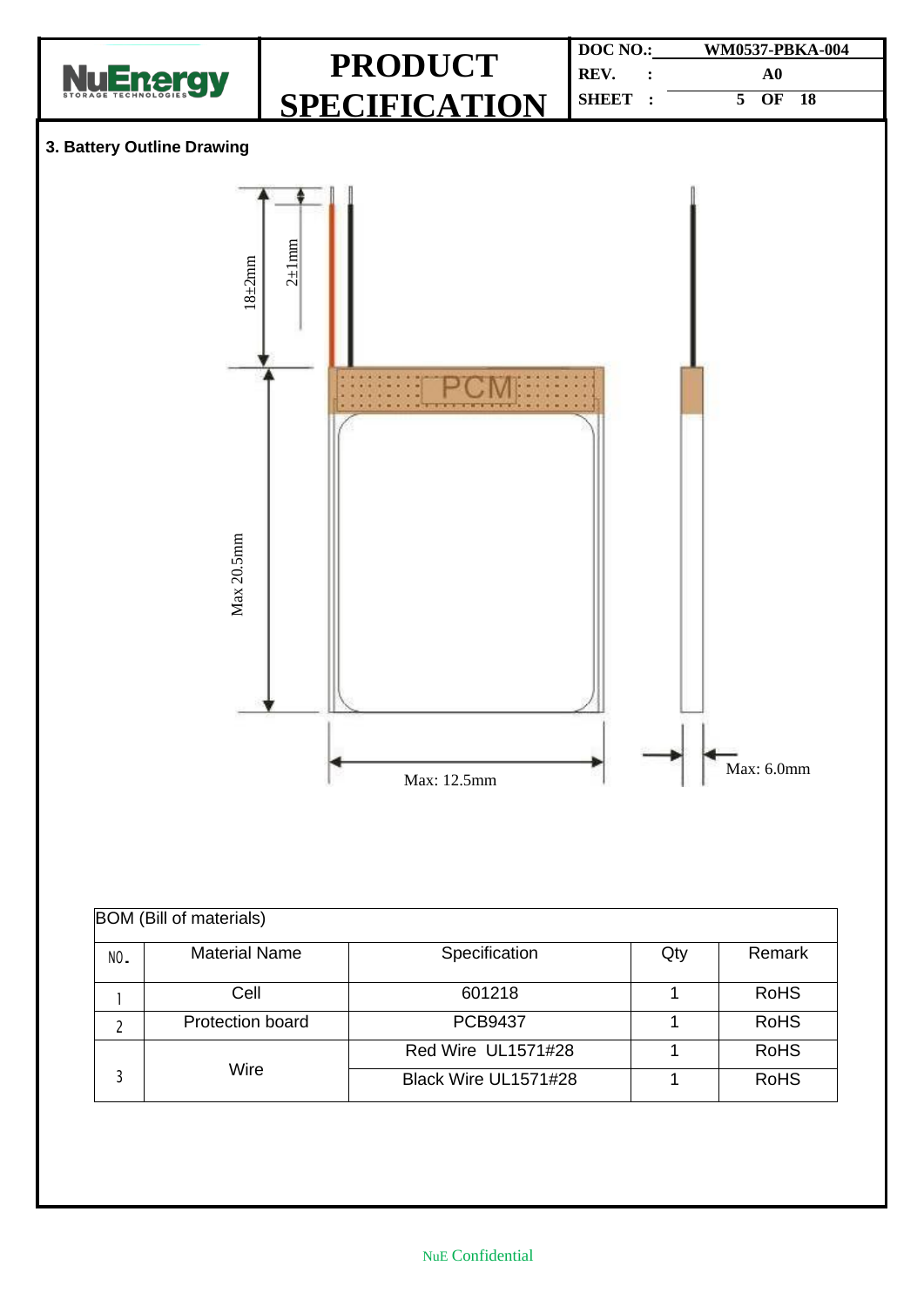### 3. Battery Outline Drawing

18±2mm

2±1mm

PCM

Max 20.5mm

Max: 12.5mm

Max: 6.0mm

| BOM (Bill of materials) | | | | |
|---|---|---|---|---|
| NO. | Material Name | Specification | Qty | Remark |
| 1 | Cell | 601218 | 1 | RoHS |
| 2 | Protection board | PCB9437 | 1 | RoHS |
| 3 | Wire | Red Wire UL1571#28 | 1 | RoHS |
| | | Black Wire UL1571#28 | 1 | RoHS |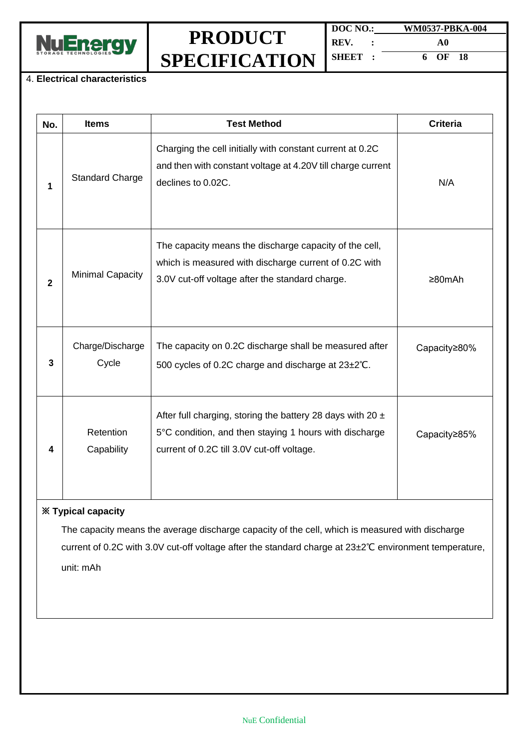4. **Electrical characteristics**

| No. | Items | Test Method | Criteria |
|---|---|---|---|
| 1 | Standard Charge | Charging the cell initially with constant current at 0.2C and then with constant voltage at 4.20V till charge current declines to 0.02C. | N/A |
| 2 | Minimal Capacity | The capacity means the discharge capacity of the cell, which is measured with discharge current of 0.2C with 3.0V cut-off voltage after the standard charge. | ≥80mAh |
| 3 | Charge/Discharge Cycle | The capacity on 0.2C discharge shall be measured after 500 cycles of 0.2C charge and discharge at 23±2℃. | Capacity≥80% |
| 4 | Retention Capability | After full charging, storing the battery 28 days with 20 ± 5°C condition, and then staying 1 hours with discharge current of 0.2C till 3.0V cut-off voltage. | Capacity≥85% |

**※ Typical capacity**

The capacity means the average discharge capacity of the cell, which is measured with discharge current of 0.2C with 3.0V cut-off voltage after the standard charge at 23±2℃ environment temperature, unit: mAh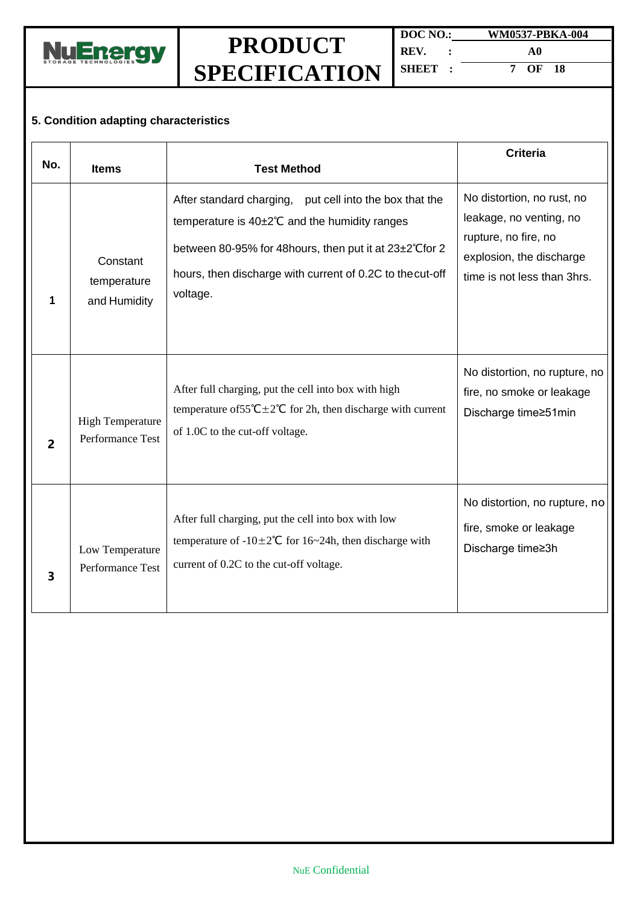### 5. Condition adapting characteristics

| No. | Items | Test Method | Criteria |
|---|---|---|---|
| 1 | Constant temperature and Humidity | After standard charging, put cell into the box that the temperature is 40±2℃ and the humidity ranges between 80-95% for 48hours, then put it at 23±2℃for 2 hours, then discharge with current of 0.2C to the cut-off voltage. | No distortion, no rust, no leakage, no venting, no rupture, no fire, no explosion, the discharge time is not less than 3hrs. |
| 2 | High Temperature Performance Test | After full charging, put the cell into box with high temperature of55℃±2℃ for 2h, then discharge with current of 1.0C to the cut-off voltage. | No distortion, no rupture, no fire, no smoke or leakage Discharge time≥51min |
| 3 | Low Temperature Performance Test | After full charging, put the cell into box with low temperature of -10±2℃ for 16~24h, then discharge with current of 0.2C to the cut-off voltage. | No distortion, no rupture, no fire, smoke or leakage Discharge time≥3h |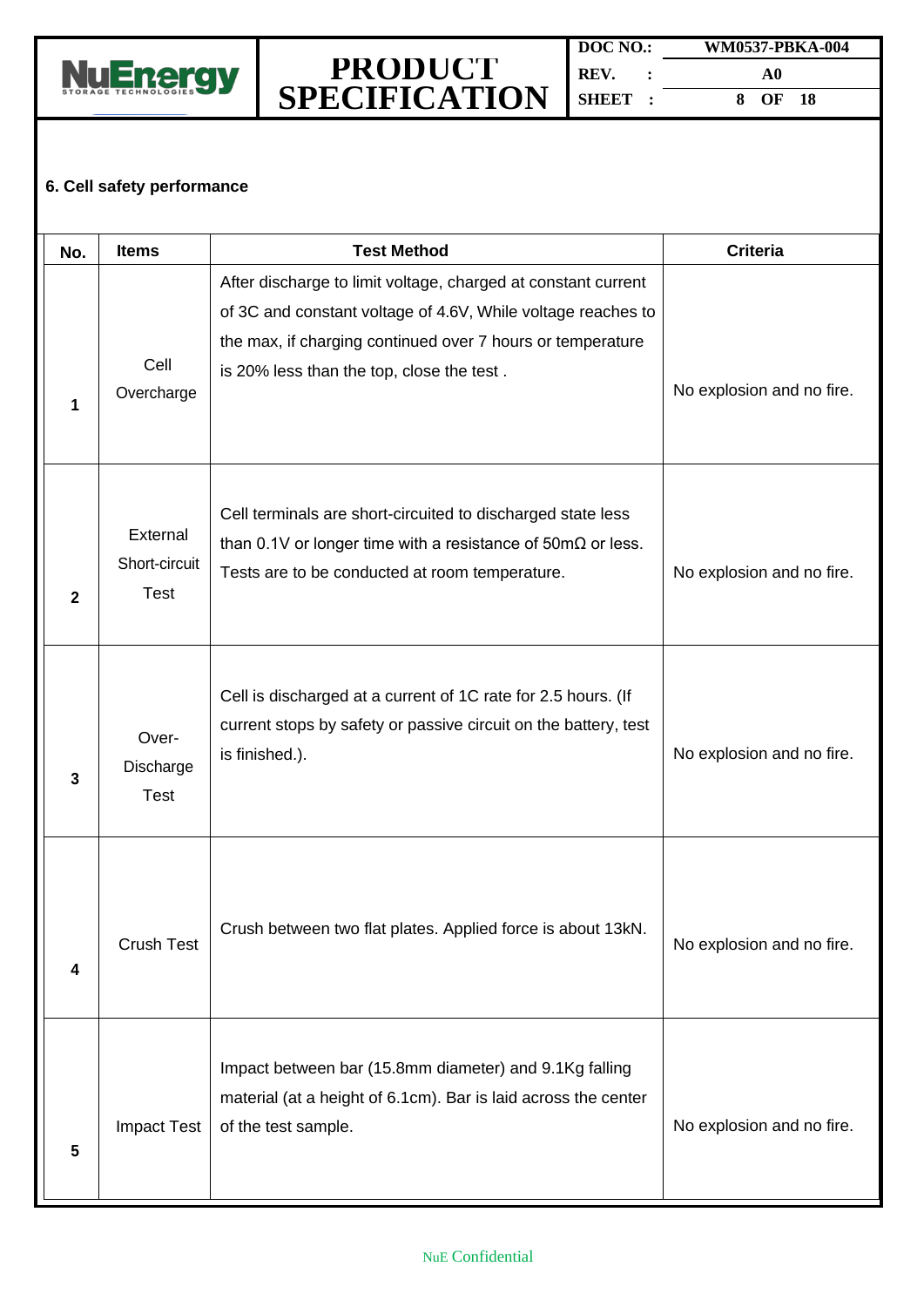### 6. Cell safety performance

| No. | Items | Test Method | Criteria |
|---|---|---|---|
| 1 | Cell Overcharge | After discharge to limit voltage, charged at constant current of 3C and constant voltage of 4.6V, While voltage reaches to the max, if charging continued over 7 hours or temperature is 20% less than the top, close the test . | No explosion and no fire. |
| 2 | External Short-circuit Test | Cell terminals are short-circuited to discharged state less than 0.1V or longer time with a resistance of 50mΩ or less. Tests are to be conducted at room temperature. | No explosion and no fire. |
| 3 | Over-Discharge Test | Cell is discharged at a current of 1C rate for 2.5 hours. (If current stops by safety or passive circuit on the battery, test is finished.). | No explosion and no fire. |
| 4 | Crush Test | Crush between two flat plates. Applied force is about 13kN. | No explosion and no fire. |
| 5 | Impact Test | Impact between bar (15.8mm diameter) and 9.1Kg falling material (at a height of 6.1cm). Bar is laid across the center of the test sample. | No explosion and no fire. |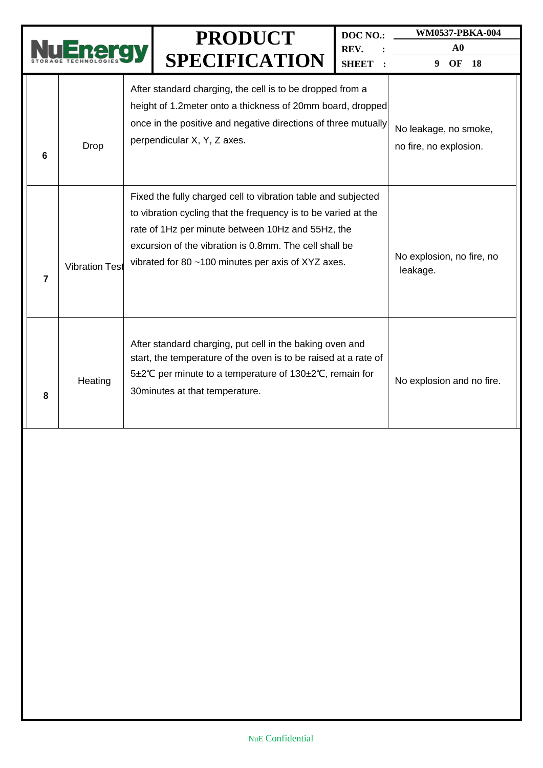| | | | |
|---|---|---|---|
| 6 | Drop | After standard charging, the cell is to be dropped from a height of 1.2meter onto a thickness of 20mm board, dropped once in the positive and negative directions of three mutually perpendicular X, Y, Z axes. | No leakage, no smoke, no fire, no explosion. |
| 7 | Vibration Test | Fixed the fully charged cell to vibration table and subjected to vibration cycling that the frequency is to be varied at the rate of 1Hz per minute between 10Hz and 55Hz, the excursion of the vibration is 0.8mm. The cell shall be vibrated for 80 ~100 minutes per axis of XYZ axes. | No explosion, no fire, no leakage. |
| 8 | Heating | After standard charging, put cell in the baking oven and start, the temperature of the oven is to be raised at a rate of 5±2℃ per minute to a temperature of 130±2℃, remain for 30minutes at that temperature. | No explosion and no fire. |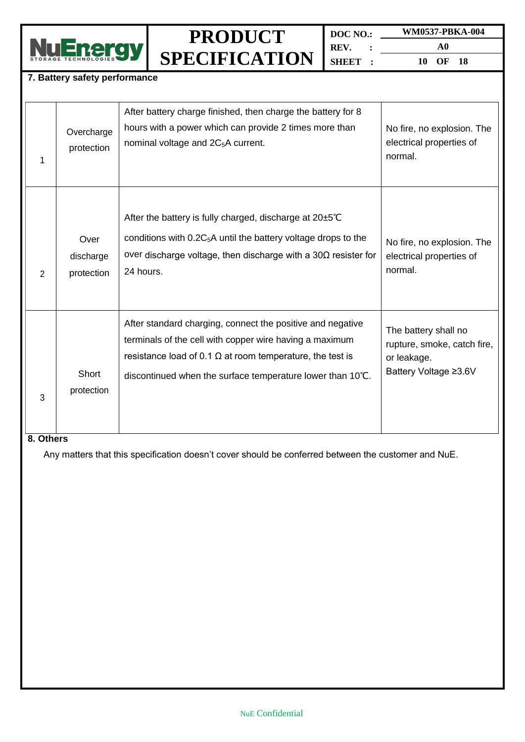## 7. Battery safety performance

| | | | |
|---|---|---|---|
| 1 | Overcharge protection | After battery charge finished, then charge the battery for 8 hours with a power which can provide 2 times more than nominal voltage and $2C_5$A current. | No fire, no explosion. The electrical properties of normal. |
| 2 | Over discharge protection | After the battery is fully charged, discharge at 20±5℃ conditions with $0.2C_5$A until the battery voltage drops to the over discharge voltage, then discharge with a 30Ω resister for 24 hours. | No fire, no explosion. The electrical properties of normal. |
| 3 | Short protection | After standard charging, connect the positive and negative terminals of the cell with copper wire having a maximum resistance load of 0.1 Ω at room temperature, the test is discontinued when the surface temperature lower than 10℃. | The battery shall no rupture, smoke, catch fire, or leakage.<br>Battery Voltage ≥3.6V |

## 8. Others

Any matters that this specification doesn't cover should be conferred between the customer and NuE.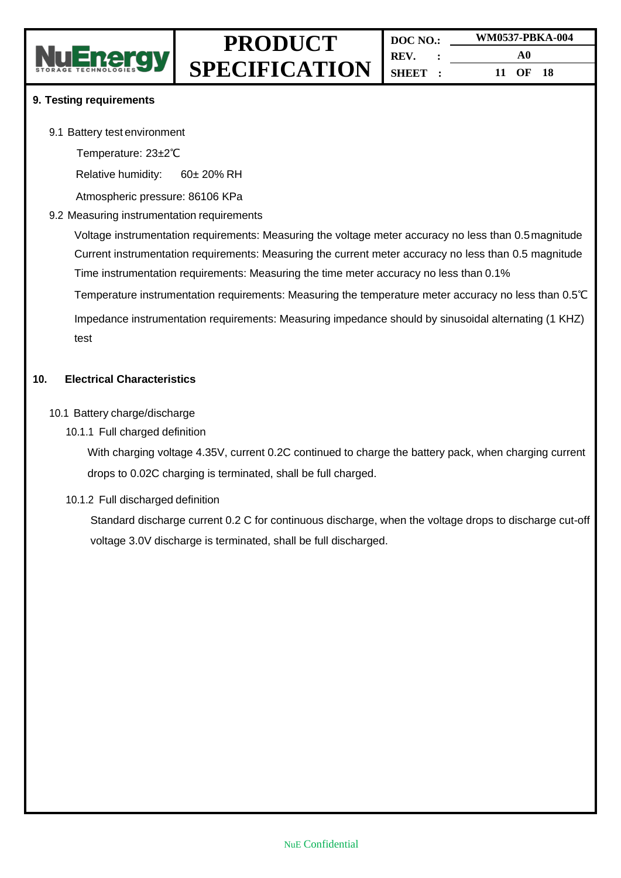## 9. Testing requirements

9.1 Battery test environment

Temperature: 23±2℃

Relative humidity: 60± 20% RH

Atmospheric pressure: 86106 KPa

9.2 Measuring instrumentation requirements

Voltage instrumentation requirements: Measuring the voltage meter accuracy no less than 0.5 magnitude

Current instrumentation requirements: Measuring the current meter accuracy no less than 0.5 magnitude

Time instrumentation requirements: Measuring the time meter accuracy no less than 0.1%

Temperature instrumentation requirements: Measuring the temperature meter accuracy no less than 0.5℃

Impedance instrumentation requirements: Measuring impedance should by sinusoidal alternating (1 KHZ) test

## 10. Electrical Characteristics

10.1 Battery charge/discharge

10.1.1 Full charged definition

With charging voltage 4.35V, current 0.2C continued to charge the battery pack, when charging current drops to 0.02C charging is terminated, shall be full charged.

10.1.2 Full discharged definition

Standard discharge current 0.2 C for continuous discharge, when the voltage drops to discharge cut-off voltage 3.0V discharge is terminated, shall be full discharged.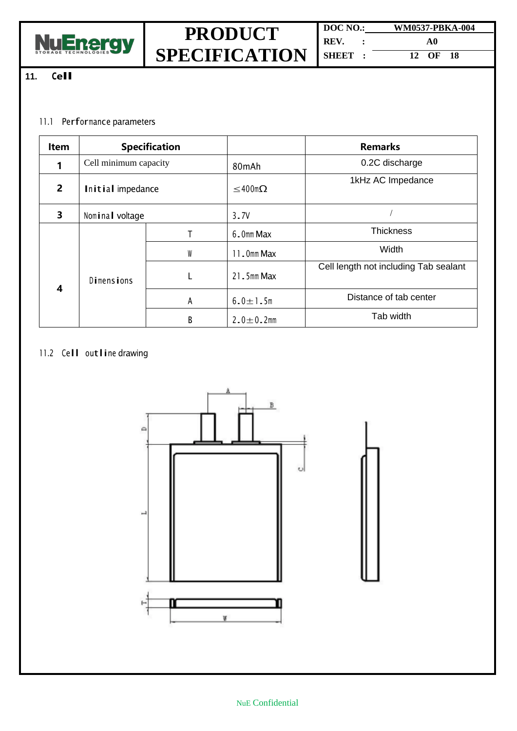## 11. Cell

### 11.1 Performance parameters

| Item | Specification | | | Remarks |
|---|---|---|---|---|
| 1 | Cell minimum capacity | | 80mAh | 0.2C discharge |
| 2 | Initial impedance | | ≤400mΩ | 1kHz AC Impedance |
| 3 | Nominal voltage | | 3.7V | / |
| 4 | Dimensions | T | 6.0mm Max | Thickness |
| | | W | 11.0mm Max | Width |
| | | L | 21.5mm Max | Cell length not including Tab sealant |
| | | A | 6.0±1.5m | Distance of tab center |
| | | B | 2.0±0.2mm | Tab width |

### 11.2 Cell outline drawing

NuE Confidential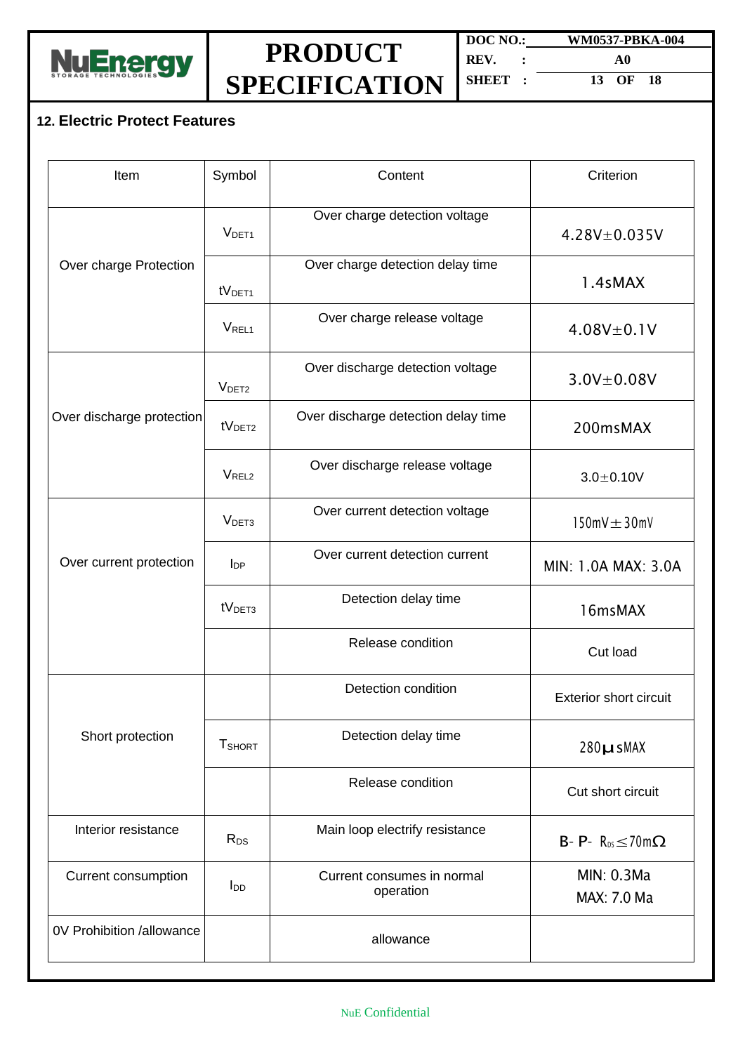## 12. Electric Protect Features

| Item | Symbol | Content | Criterion |
|---|---|---|---|
| Over charge Protection | $V_{DET1}$ | Over charge detection voltage | 4.28V±0.035V |
| | $tV_{DET1}$ | Over charge detection delay time | 1.4sMAX |
| | $V_{REL1}$ | Over charge release voltage | 4.08V±0.1V |
| Over discharge protection | $V_{DET2}$ | Over discharge detection voltage | 3.0V±0.08V |
| | $tV_{DET2}$ | Over discharge detection delay time | 200msMAX |
| | $V_{REL2}$ | Over discharge release voltage | 3.0±0.10V |
| Over current protection | $V_{DET3}$ | Over current detection voltage | 150mV±30mV |
| | $I_{DP}$ | Over current detection current | MIN: 1.0A MAX: 3.0A |
| | $tV_{DET3}$ | Detection delay time | 16msMAX |
| | | Release condition | Cut load |
| Short protection | | Detection condition | Exterior short circuit |
| | $T_{SHORT}$ | Detection delay time | 280μsMAX |
| | | Release condition | Cut short circuit |
| Interior resistance | $R_{DS}$ | Main loop electrify resistance | B- P- $R_{DS}$≤70mΩ |
| Current consumption | $I_{DD}$ | Current consumes in normal operation | MIN: 0.3Ma<br>MAX: 7.0 Ma |
| 0V Prohibition /allowance | | allowance | |

NuE Confidential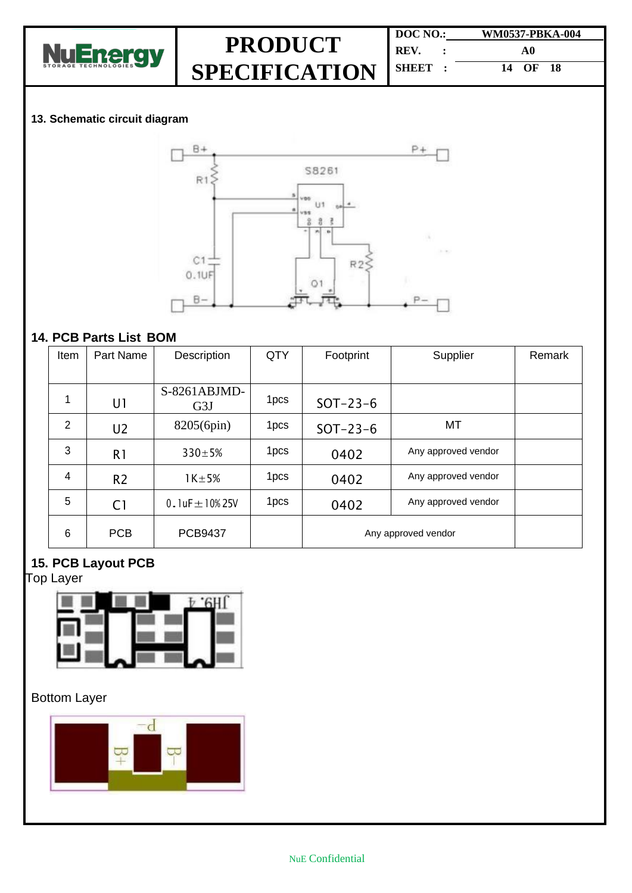### 13. Schematic circuit diagram

### 14. PCB Parts List BOM

| Item | Part Name | Description | QTY | Footprint | Supplier | Remark |
|---|---|---|---|---|---|---|
| 1 | U1 | S-8261ABJMD-G3J | 1pcs | SOT-23-6 | | |
| 2 | U2 | 8205(6pin) | 1pcs | SOT-23-6 | MT | |
| 3 | R1 | 330±5% | 1pcs | 0402 | Any approved vendor | |
| 4 | R2 | 1K±5% | 1pcs | 0402 | Any approved vendor | |
| 5 | C1 | 0.1uF±10% 25V | 1pcs | 0402 | Any approved vendor | |
| 6 | PCB | PCB9437 | | Any approved vendor | | |

### 15. PCB Layout PCB

Top Layer

Bottom Layer

NuE Confidential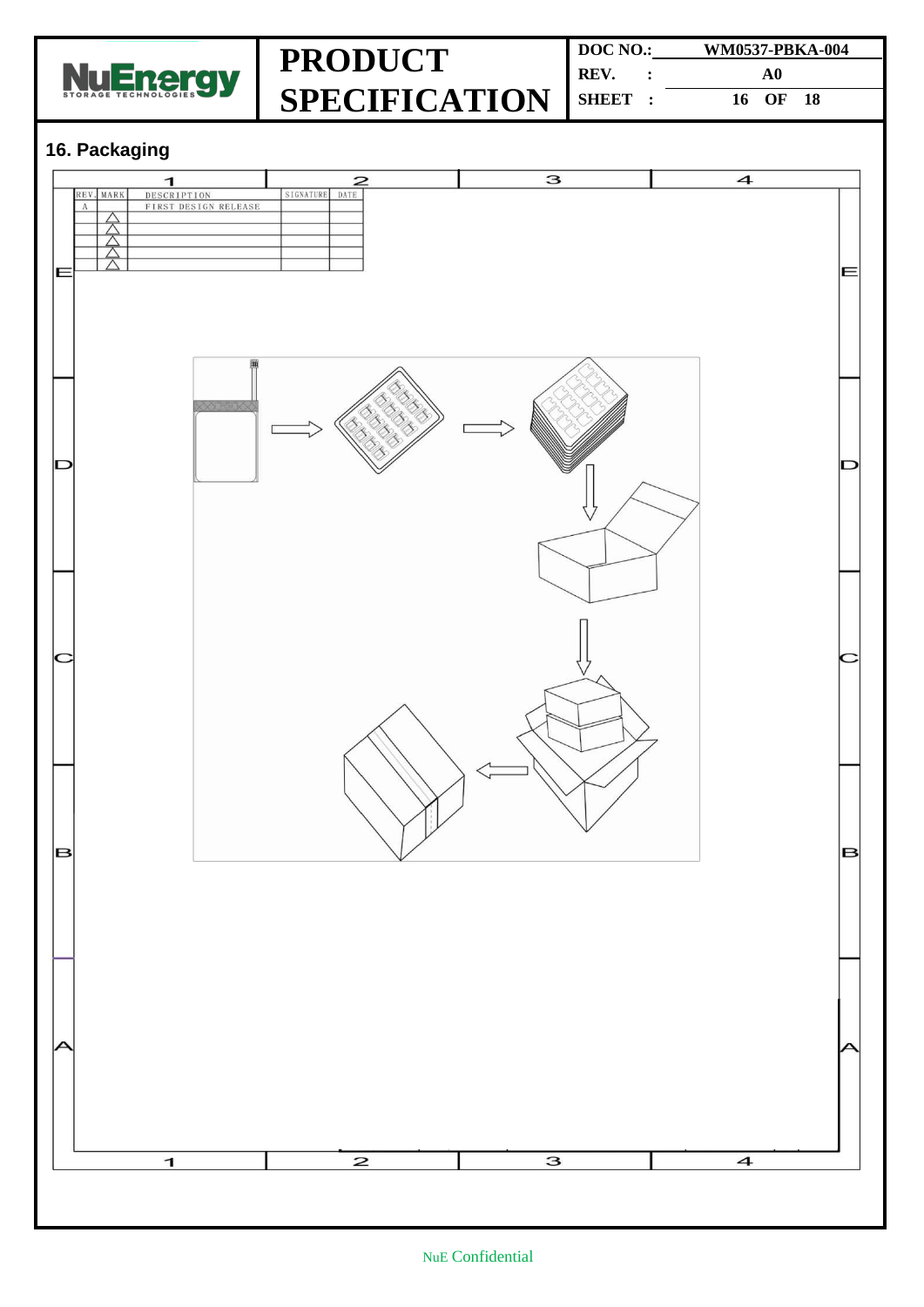## 16. Packaging

| REV. | MARK | DESCRIPTION | SIGNATURE | DATE |
|---|---|---|---|---|
| A | | FIRST DESIGN RELEASE | | |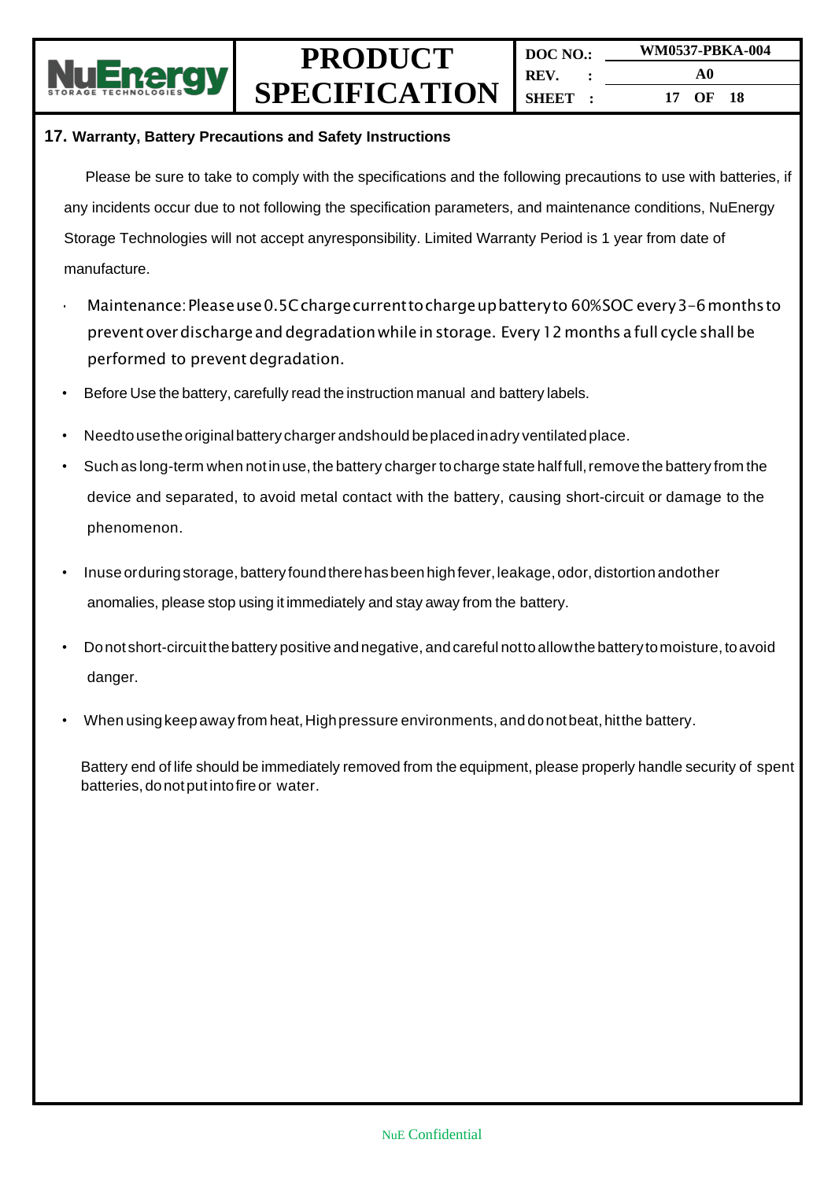## 17. Warranty, Battery Precautions and Safety Instructions

Please be sure to take to comply with the specifications and the following precautions to use with batteries, if any incidents occur due to not following the specification parameters, and maintenance conditions, NuEnergy Storage Technologies will not accept anyresponsibility. Limited Warranty Period is 1 year from date of manufacture.

- Maintenance: Please use 0.5C charge current to charge up battery to 60%SOC every 3-6 months to prevent over discharge and degradation while in storage. Every 12 months a full cycle shall be performed to prevent degradation.
- Before Use the battery, carefully read the instruction manual and battery labels.
- Needto usethe original battery charger andshould beplaced inadry ventilated place.
- Such as long-term when not in use, the battery charger to charge state half full, remove the battery from the device and separated, to avoid metal contact with the battery, causing short-circuit or damage to the phenomenon.
- Inuse orduring storage, battery found there has been high fever, leakage, odor, distortion andother anomalies, please stop using it immediately and stay away from the battery.
- Do not short-circuit the battery positive and negative, and careful not to allow the battery to moisture, to avoid danger.
- When using keep away from heat, High pressure environments, and do not beat, hitthe battery.

Battery end of life should be immediately removed from the equipment, please properly handle security of spent batteries, do not put into fire or water.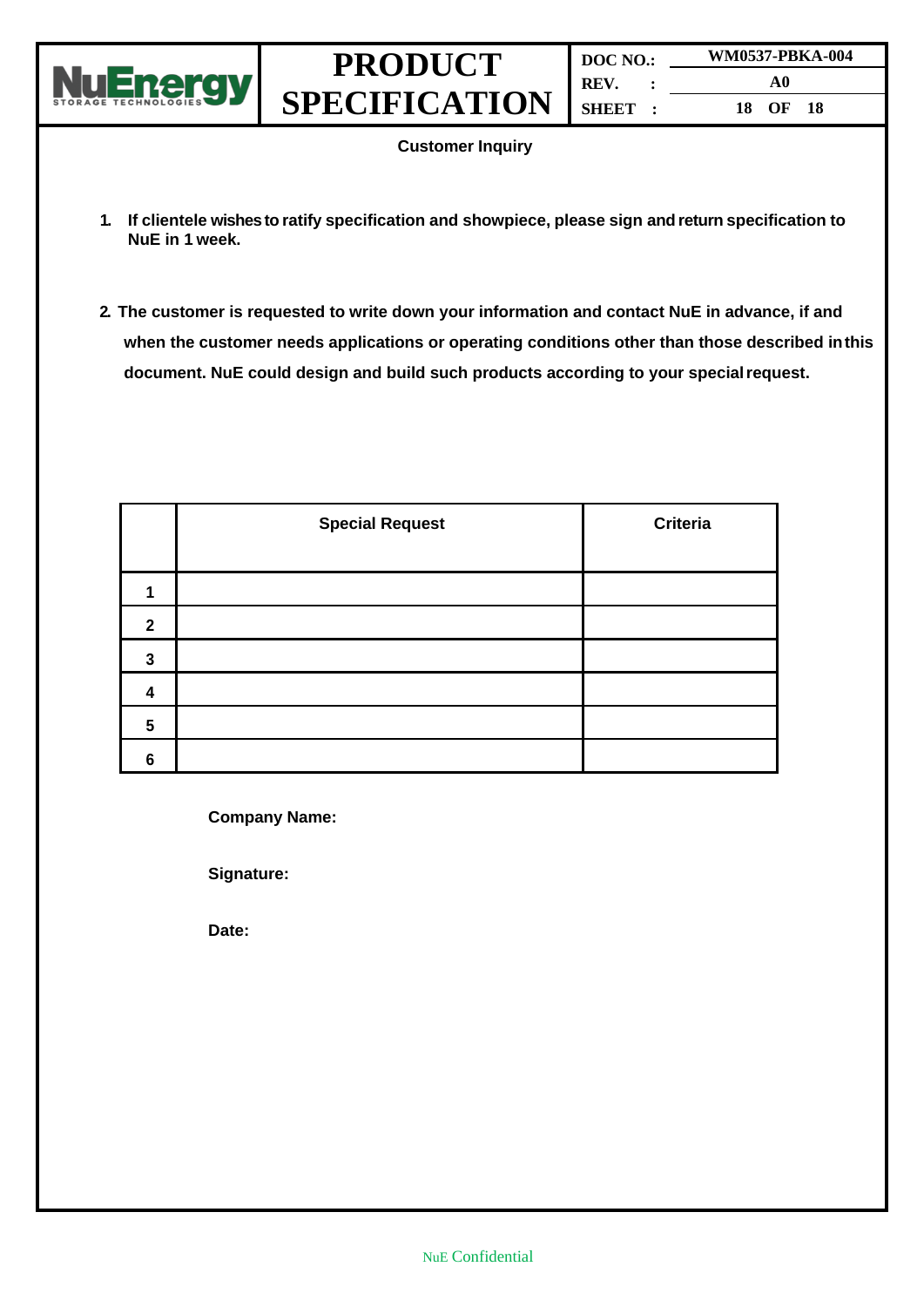**Customer Inquiry**

1. **If clientele wishes to ratify specification and showpiece, please sign and return specification to NuE in 1 week.**

2. **The customer is requested to write down your information and contact NuE in advance, if and when the customer needs applications or operating conditions other than those described in this document. NuE could design and build such products according to your special request.**

| | Special Request | Criteria |
|---|---|---|
| 1 | | |
| 2 | | |
| 3 | | |
| 4 | | |
| 5 | | |
| 6 | | |

**Company Name:**

**Signature:**

**Date:**